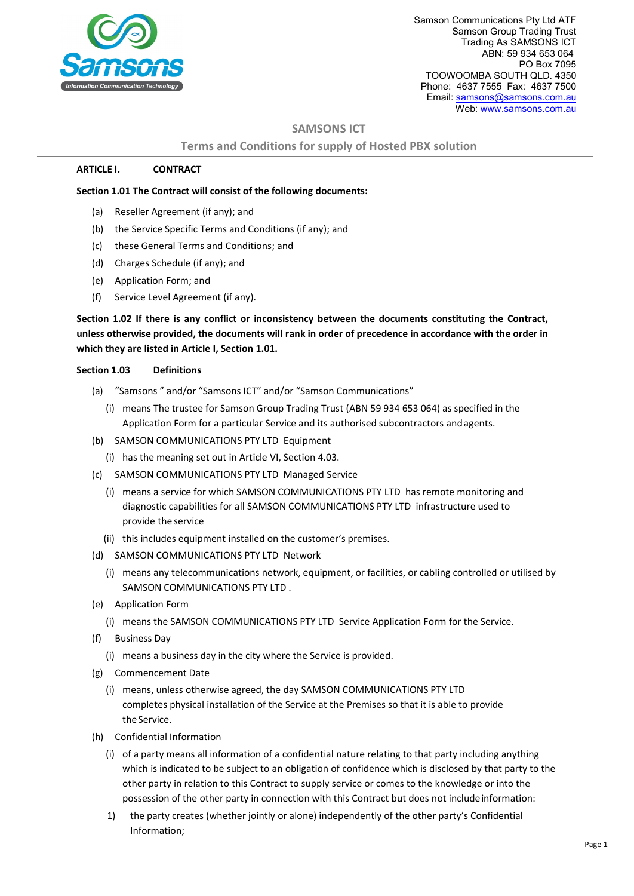Samson Communications Pty Ltd ATF
Samson Group Trading Trust
Trading As SAMSONS ICT
ABN: 59 934 653 064
PO Box 7095
TOOWOOMBA SOUTH QLD. 4350
Phone: 4637 7555 Fax: 4637 7500
Email: samsons@samsons.com.au
Web: www.samsons.com.au

## SAMSONS ICT

### Terms and Conditions for supply of Hosted PBX solution

**ARTICLE I. CONTRACT**

**Section 1.01 The Contract will consist of the following documents:**

(a) Reseller Agreement (if any); and

(b) the Service Specific Terms and Conditions (if any); and

(c) these General Terms and Conditions; and

(d) Charges Schedule (if any); and

(e) Application Form; and

(f) Service Level Agreement (if any).

**Section 1.02 If there is any conflict or inconsistency between the documents constituting the Contract, unless otherwise provided, the documents will rank in order of precedence in accordance with the order in which they are listed in Article I, Section 1.01.**

**Section 1.03 Definitions**

(a) "Samsons " and/or "Samsons ICT" and/or "Samson Communications"

(i) means The trustee for Samson Group Trading Trust (ABN 59 934 653 064) as specified in the Application Form for a particular Service and its authorised subcontractors and agents.

(b) SAMSON COMMUNICATIONS PTY LTD Equipment

(i) has the meaning set out in Article VI, Section 4.03.

(c) SAMSON COMMUNICATIONS PTY LTD Managed Service

(i) means a service for which SAMSON COMMUNICATIONS PTY LTD has remote monitoring and diagnostic capabilities for all SAMSON COMMUNICATIONS PTY LTD infrastructure used to provide the service

(ii) this includes equipment installed on the customer's premises.

(d) SAMSON COMMUNICATIONS PTY LTD Network

(i) means any telecommunications network, equipment, or facilities, or cabling controlled or utilised by SAMSON COMMUNICATIONS PTY LTD .

(e) Application Form

(i) means the SAMSON COMMUNICATIONS PTY LTD Service Application Form for the Service.

(f) Business Day

(i) means a business day in the city where the Service is provided.

(g) Commencement Date

(i) means, unless otherwise agreed, the day SAMSON COMMUNICATIONS PTY LTD completes physical installation of the Service at the Premises so that it is able to provide the Service.

(h) Confidential Information

(i) of a party means all information of a confidential nature relating to that party including anything which is indicated to be subject to an obligation of confidence which is disclosed by that party to the other party in relation to this Contract to supply service or comes to the knowledge or into the possession of the other party in connection with this Contract but does not include information:

1) the party creates (whether jointly or alone) independently of the other party's Confidential Information;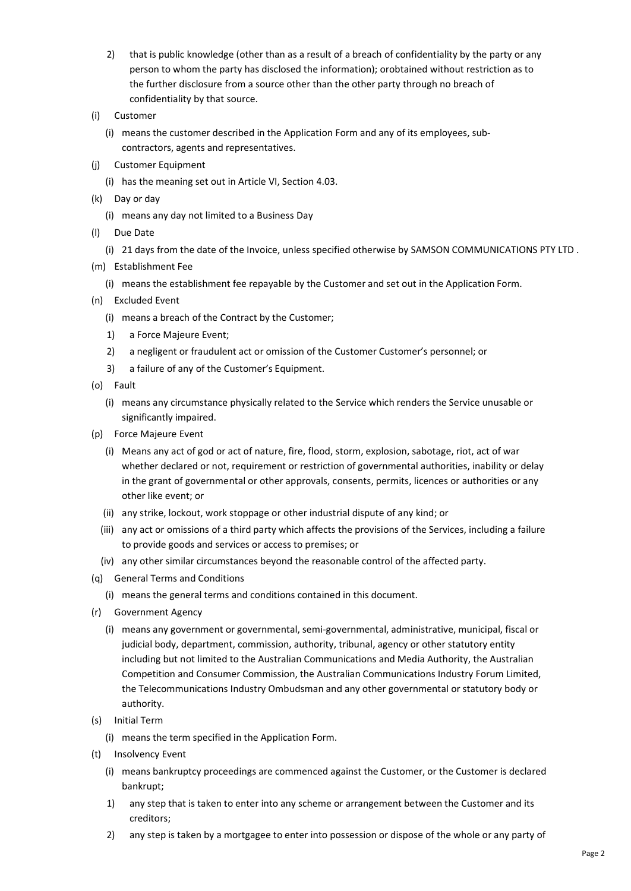2) that is public knowledge (other than as a result of a breach of confidentiality by the party or any person to whom the party has disclosed the information); orobtained without restriction as to the further disclosure from a source other than the other party through no breach of confidentiality by that source.

(i) Customer

(i) means the customer described in the Application Form and any of its employees, sub-contractors, agents and representatives.

(j) Customer Equipment

(i) has the meaning set out in Article VI, Section 4.03.

(k) Day or day

(i) means any day not limited to a Business Day

(l) Due Date

(i) 21 days from the date of the Invoice, unless specified otherwise by SAMSON COMMUNICATIONS PTY LTD .

(m) Establishment Fee

(i) means the establishment fee repayable by the Customer and set out in the Application Form.

(n) Excluded Event

(i) means a breach of the Contract by the Customer;

1) a Force Majeure Event;

2) a negligent or fraudulent act or omission of the Customer Customer's personnel; or

3) a failure of any of the Customer's Equipment.

(o) Fault

(i) means any circumstance physically related to the Service which renders the Service unusable or significantly impaired.

(p) Force Majeure Event

(i) Means any act of god or act of nature, fire, flood, storm, explosion, sabotage, riot, act of war whether declared or not, requirement or restriction of governmental authorities, inability or delay in the grant of governmental or other approvals, consents, permits, licences or authorities or any other like event; or

(ii) any strike, lockout, work stoppage or other industrial dispute of any kind; or

(iii) any act or omissions of a third party which affects the provisions of the Services, including a failure to provide goods and services or access to premises; or

(iv) any other similar circumstances beyond the reasonable control of the affected party.

(q) General Terms and Conditions

(i) means the general terms and conditions contained in this document.

(r) Government Agency

(i) means any government or governmental, semi-governmental, administrative, municipal, fiscal or judicial body, department, commission, authority, tribunal, agency or other statutory entity including but not limited to the Australian Communications and Media Authority, the Australian Competition and Consumer Commission, the Australian Communications Industry Forum Limited, the Telecommunications Industry Ombudsman and any other governmental or statutory body or authority.

(s) Initial Term

(i) means the term specified in the Application Form.

(t) Insolvency Event

(i) means bankruptcy proceedings are commenced against the Customer, or the Customer is declared bankrupt;

1) any step that is taken to enter into any scheme or arrangement between the Customer and its creditors;

2) any step is taken by a mortgagee to enter into possession or dispose of the whole or any party of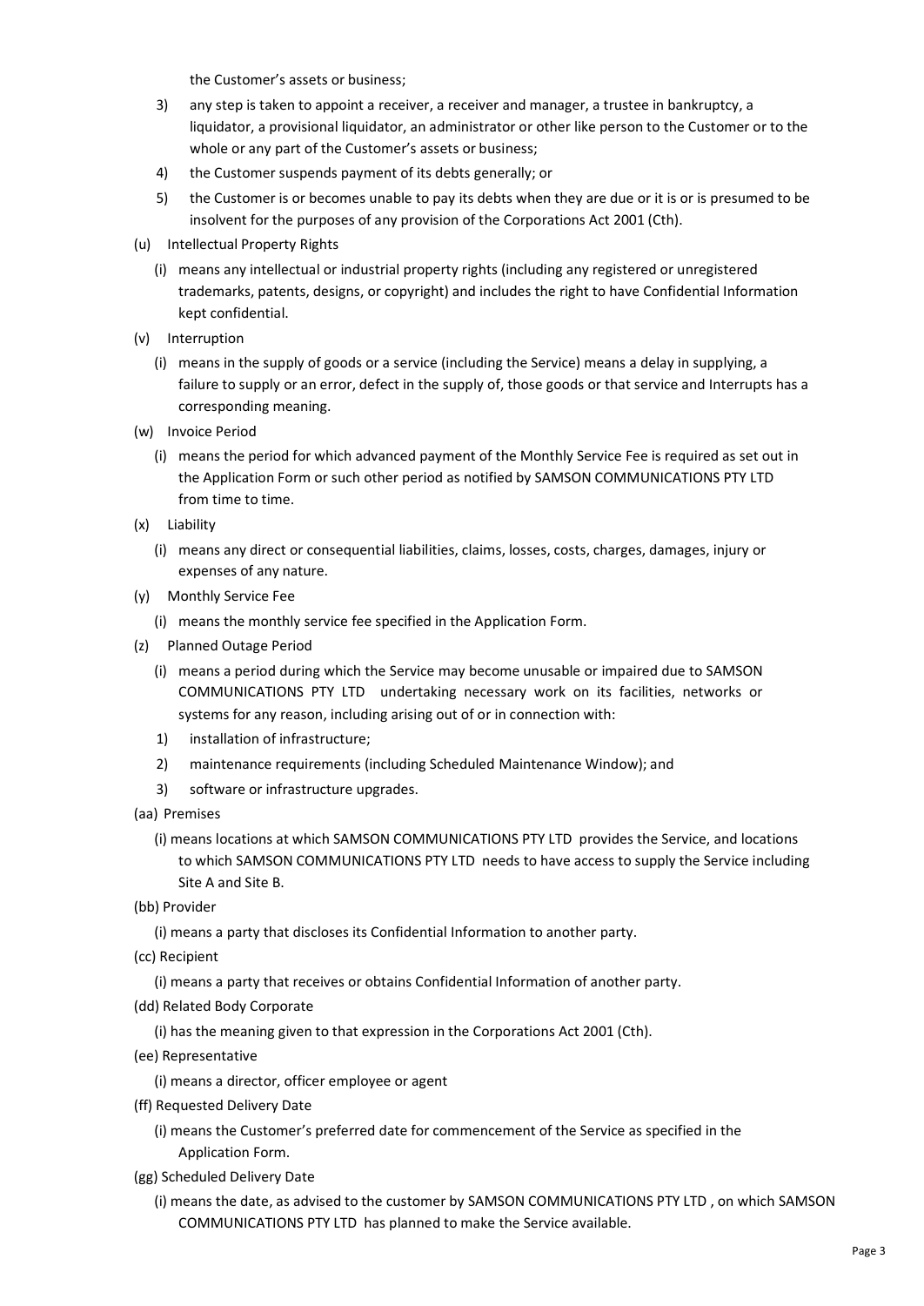the Customer's assets or business;

3) any step is taken to appoint a receiver, a receiver and manager, a trustee in bankruptcy, a liquidator, a provisional liquidator, an administrator or other like person to the Customer or to the whole or any part of the Customer's assets or business;

4) the Customer suspends payment of its debts generally; or

5) the Customer is or becomes unable to pay its debts when they are due or it is or is presumed to be insolvent for the purposes of any provision of the Corporations Act 2001 (Cth).

(u) Intellectual Property Rights

(i) means any intellectual or industrial property rights (including any registered or unregistered trademarks, patents, designs, or copyright) and includes the right to have Confidential Information kept confidential.

(v) Interruption

(i) means in the supply of goods or a service (including the Service) means a delay in supplying, a failure to supply or an error, defect in the supply of, those goods or that service and Interrupts has a corresponding meaning.

(w) Invoice Period

(i) means the period for which advanced payment of the Monthly Service Fee is required as set out in the Application Form or such other period as notified by SAMSON COMMUNICATIONS PTY LTD from time to time.

(x) Liability

(i) means any direct or consequential liabilities, claims, losses, costs, charges, damages, injury or expenses of any nature.

(y) Monthly Service Fee

(i) means the monthly service fee specified in the Application Form.

(z) Planned Outage Period

(i) means a period during which the Service may become unusable or impaired due to SAMSON COMMUNICATIONS PTY LTD undertaking necessary work on its facilities, networks or systems for any reason, including arising out of or in connection with:

1) installation of infrastructure;

2) maintenance requirements (including Scheduled Maintenance Window); and

3) software or infrastructure upgrades.

(aa) Premises

(i) means locations at which SAMSON COMMUNICATIONS PTY LTD provides the Service, and locations to which SAMSON COMMUNICATIONS PTY LTD needs to have access to supply the Service including Site A and Site B.

(bb) Provider

(i) means a party that discloses its Confidential Information to another party.

(cc) Recipient

(i) means a party that receives or obtains Confidential Information of another party.

(dd) Related Body Corporate

(i) has the meaning given to that expression in the Corporations Act 2001 (Cth).

(ee) Representative

(i) means a director, officer employee or agent

(ff) Requested Delivery Date

(i) means the Customer's preferred date for commencement of the Service as specified in the Application Form.

(gg) Scheduled Delivery Date

(i) means the date, as advised to the customer by SAMSON COMMUNICATIONS PTY LTD , on which SAMSON COMMUNICATIONS PTY LTD has planned to make the Service available.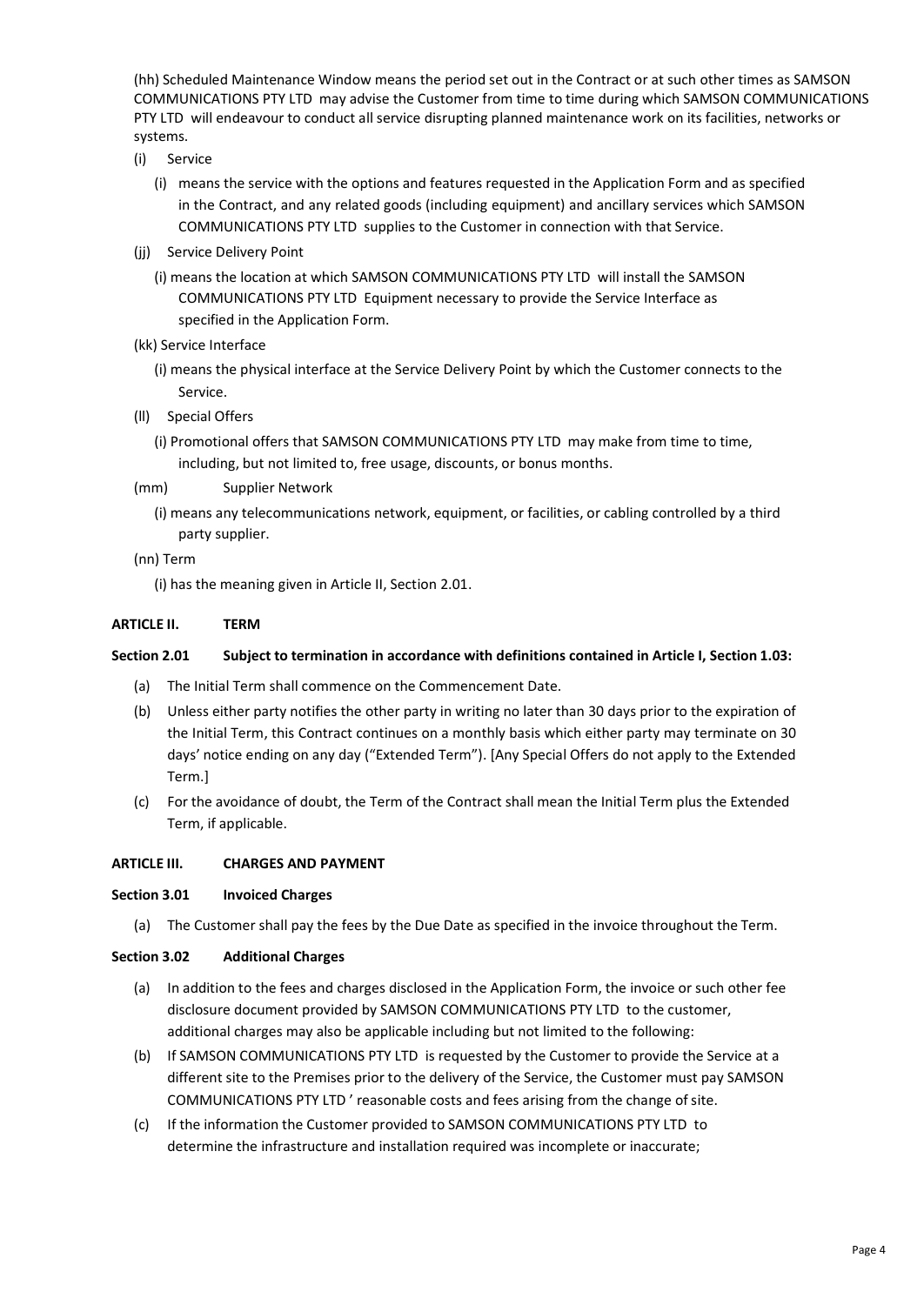(hh) Scheduled Maintenance Window means the period set out in the Contract or at such other times as SAMSON COMMUNICATIONS PTY LTD may advise the Customer from time to time during which SAMSON COMMUNICATIONS PTY LTD will endeavour to conduct all service disrupting planned maintenance work on its facilities, networks or systems.

(i) Service

(i) means the service with the options and features requested in the Application Form and as specified in the Contract, and any related goods (including equipment) and ancillary services which SAMSON COMMUNICATIONS PTY LTD supplies to the Customer in connection with that Service.

(jj) Service Delivery Point

(i) means the location at which SAMSON COMMUNICATIONS PTY LTD will install the SAMSON COMMUNICATIONS PTY LTD Equipment necessary to provide the Service Interface as specified in the Application Form.

(kk) Service Interface

(i) means the physical interface at the Service Delivery Point by which the Customer connects to the Service.

(ll) Special Offers

(i) Promotional offers that SAMSON COMMUNICATIONS PTY LTD may make from time to time, including, but not limited to, free usage, discounts, or bonus months.

(mm) Supplier Network

(i) means any telecommunications network, equipment, or facilities, or cabling controlled by a third party supplier.

(nn) Term

(i) has the meaning given in Article II, Section 2.01.

**ARTICLE II. TERM**

**Section 2.01 Subject to termination in accordance with definitions contained in Article I, Section 1.03:**

(a) The Initial Term shall commence on the Commencement Date.

(b) Unless either party notifies the other party in writing no later than 30 days prior to the expiration of the Initial Term, this Contract continues on a monthly basis which either party may terminate on 30 days' notice ending on any day ("Extended Term"). [Any Special Offers do not apply to the Extended Term.]

(c) For the avoidance of doubt, the Term of the Contract shall mean the Initial Term plus the Extended Term, if applicable.

**ARTICLE III. CHARGES AND PAYMENT**

**Section 3.01 Invoiced Charges**

(a) The Customer shall pay the fees by the Due Date as specified in the invoice throughout the Term.

**Section 3.02 Additional Charges**

(a) In addition to the fees and charges disclosed in the Application Form, the invoice or such other fee disclosure document provided by SAMSON COMMUNICATIONS PTY LTD to the customer, additional charges may also be applicable including but not limited to the following:

(b) If SAMSON COMMUNICATIONS PTY LTD is requested by the Customer to provide the Service at a different site to the Premises prior to the delivery of the Service, the Customer must pay SAMSON COMMUNICATIONS PTY LTD ' reasonable costs and fees arising from the change of site.

(c) If the information the Customer provided to SAMSON COMMUNICATIONS PTY LTD to determine the infrastructure and installation required was incomplete or inaccurate;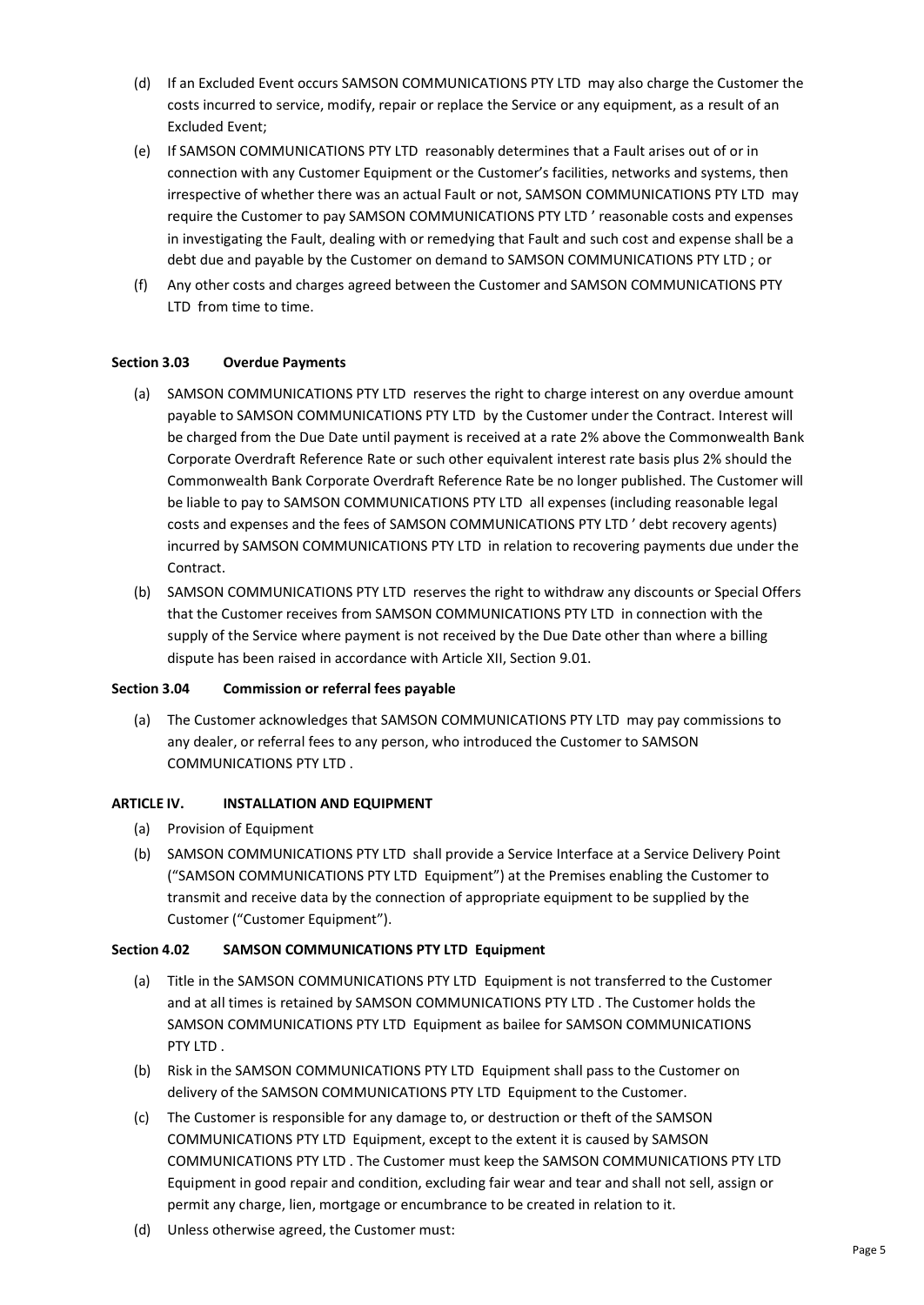(d) If an Excluded Event occurs SAMSON COMMUNICATIONS PTY LTD may also charge the Customer the costs incurred to service, modify, repair or replace the Service or any equipment, as a result of an Excluded Event;

(e) If SAMSON COMMUNICATIONS PTY LTD reasonably determines that a Fault arises out of or in connection with any Customer Equipment or the Customer's facilities, networks and systems, then irrespective of whether there was an actual Fault or not, SAMSON COMMUNICATIONS PTY LTD may require the Customer to pay SAMSON COMMUNICATIONS PTY LTD ' reasonable costs and expenses in investigating the Fault, dealing with or remedying that Fault and such cost and expense shall be a debt due and payable by the Customer on demand to SAMSON COMMUNICATIONS PTY LTD ; or

(f) Any other costs and charges agreed between the Customer and SAMSON COMMUNICATIONS PTY LTD from time to time.

**Section 3.03 Overdue Payments**

(a) SAMSON COMMUNICATIONS PTY LTD reserves the right to charge interest on any overdue amount payable to SAMSON COMMUNICATIONS PTY LTD by the Customer under the Contract. Interest will be charged from the Due Date until payment is received at a rate 2% above the Commonwealth Bank Corporate Overdraft Reference Rate or such other equivalent interest rate basis plus 2% should the Commonwealth Bank Corporate Overdraft Reference Rate be no longer published. The Customer will be liable to pay to SAMSON COMMUNICATIONS PTY LTD all expenses (including reasonable legal costs and expenses and the fees of SAMSON COMMUNICATIONS PTY LTD ' debt recovery agents) incurred by SAMSON COMMUNICATIONS PTY LTD in relation to recovering payments due under the Contract.

(b) SAMSON COMMUNICATIONS PTY LTD reserves the right to withdraw any discounts or Special Offers that the Customer receives from SAMSON COMMUNICATIONS PTY LTD in connection with the supply of the Service where payment is not received by the Due Date other than where a billing dispute has been raised in accordance with Article XII, Section 9.01.

**Section 3.04 Commission or referral fees payable**

(a) The Customer acknowledges that SAMSON COMMUNICATIONS PTY LTD may pay commissions to any dealer, or referral fees to any person, who introduced the Customer to SAMSON COMMUNICATIONS PTY LTD .

**ARTICLE IV. INSTALLATION AND EQUIPMENT**

(a) Provision of Equipment

(b) SAMSON COMMUNICATIONS PTY LTD shall provide a Service Interface at a Service Delivery Point ("SAMSON COMMUNICATIONS PTY LTD Equipment") at the Premises enabling the Customer to transmit and receive data by the connection of appropriate equipment to be supplied by the Customer ("Customer Equipment").

**Section 4.02 SAMSON COMMUNICATIONS PTY LTD Equipment**

(a) Title in the SAMSON COMMUNICATIONS PTY LTD Equipment is not transferred to the Customer and at all times is retained by SAMSON COMMUNICATIONS PTY LTD . The Customer holds the SAMSON COMMUNICATIONS PTY LTD Equipment as bailee for SAMSON COMMUNICATIONS PTY LTD .

(b) Risk in the SAMSON COMMUNICATIONS PTY LTD Equipment shall pass to the Customer on delivery of the SAMSON COMMUNICATIONS PTY LTD Equipment to the Customer.

(c) The Customer is responsible for any damage to, or destruction or theft of the SAMSON COMMUNICATIONS PTY LTD Equipment, except to the extent it is caused by SAMSON COMMUNICATIONS PTY LTD . The Customer must keep the SAMSON COMMUNICATIONS PTY LTD Equipment in good repair and condition, excluding fair wear and tear and shall not sell, assign or permit any charge, lien, mortgage or encumbrance to be created in relation to it.

(d) Unless otherwise agreed, the Customer must: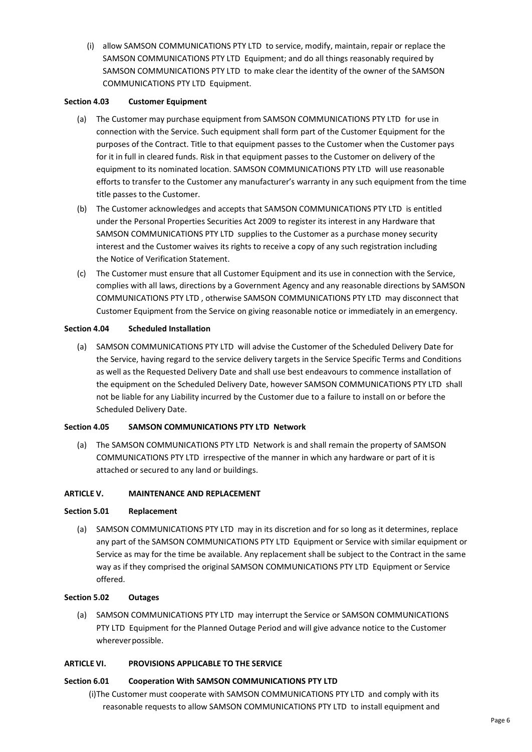(i) allow SAMSON COMMUNICATIONS PTY LTD to service, modify, maintain, repair or replace the SAMSON COMMUNICATIONS PTY LTD Equipment; and do all things reasonably required by SAMSON COMMUNICATIONS PTY LTD to make clear the identity of the owner of the SAMSON COMMUNICATIONS PTY LTD Equipment.

**Section 4.03 Customer Equipment**

(a) The Customer may purchase equipment from SAMSON COMMUNICATIONS PTY LTD for use in connection with the Service. Such equipment shall form part of the Customer Equipment for the purposes of the Contract. Title to that equipment passes to the Customer when the Customer pays for it in full in cleared funds. Risk in that equipment passes to the Customer on delivery of the equipment to its nominated location. SAMSON COMMUNICATIONS PTY LTD will use reasonable efforts to transfer to the Customer any manufacturer's warranty in any such equipment from the time title passes to the Customer.

(b) The Customer acknowledges and accepts that SAMSON COMMUNICATIONS PTY LTD is entitled under the Personal Properties Securities Act 2009 to register its interest in any Hardware that SAMSON COMMUNICATIONS PTY LTD supplies to the Customer as a purchase money security interest and the Customer waives its rights to receive a copy of any such registration including the Notice of Verification Statement.

(c) The Customer must ensure that all Customer Equipment and its use in connection with the Service, complies with all laws, directions by a Government Agency and any reasonable directions by SAMSON COMMUNICATIONS PTY LTD , otherwise SAMSON COMMUNICATIONS PTY LTD may disconnect that Customer Equipment from the Service on giving reasonable notice or immediately in an emergency.

**Section 4.04 Scheduled Installation**

(a) SAMSON COMMUNICATIONS PTY LTD will advise the Customer of the Scheduled Delivery Date for the Service, having regard to the service delivery targets in the Service Specific Terms and Conditions as well as the Requested Delivery Date and shall use best endeavours to commence installation of the equipment on the Scheduled Delivery Date, however SAMSON COMMUNICATIONS PTY LTD shall not be liable for any Liability incurred by the Customer due to a failure to install on or before the Scheduled Delivery Date.

**Section 4.05 SAMSON COMMUNICATIONS PTY LTD Network**

(a) The SAMSON COMMUNICATIONS PTY LTD Network is and shall remain the property of SAMSON COMMUNICATIONS PTY LTD irrespective of the manner in which any hardware or part of it is attached or secured to any land or buildings.

**ARTICLE V. MAINTENANCE AND REPLACEMENT**

**Section 5.01 Replacement**

(a) SAMSON COMMUNICATIONS PTY LTD may in its discretion and for so long as it determines, replace any part of the SAMSON COMMUNICATIONS PTY LTD Equipment or Service with similar equipment or Service as may for the time be available. Any replacement shall be subject to the Contract in the same way as if they comprised the original SAMSON COMMUNICATIONS PTY LTD Equipment or Service offered.

**Section 5.02 Outages**

(a) SAMSON COMMUNICATIONS PTY LTD may interrupt the Service or SAMSON COMMUNICATIONS PTY LTD Equipment for the Planned Outage Period and will give advance notice to the Customer wherever possible.

**ARTICLE VI. PROVISIONS APPLICABLE TO THE SERVICE**

**Section 6.01 Cooperation With SAMSON COMMUNICATIONS PTY LTD**

(i) The Customer must cooperate with SAMSON COMMUNICATIONS PTY LTD and comply with its reasonable requests to allow SAMSON COMMUNICATIONS PTY LTD to install equipment and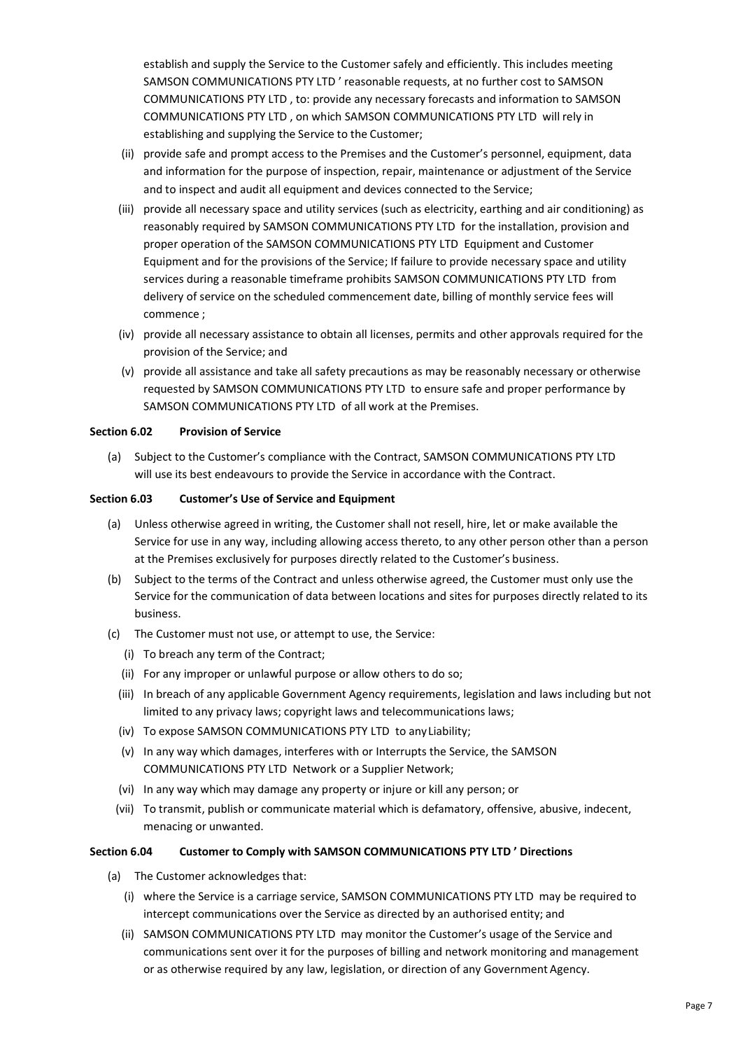establish and supply the Service to the Customer safely and efficiently. This includes meeting SAMSON COMMUNICATIONS PTY LTD ' reasonable requests, at no further cost to SAMSON COMMUNICATIONS PTY LTD , to: provide any necessary forecasts and information to SAMSON COMMUNICATIONS PTY LTD , on which SAMSON COMMUNICATIONS PTY LTD will rely in establishing and supplying the Service to the Customer;

(ii) provide safe and prompt access to the Premises and the Customer's personnel, equipment, data and information for the purpose of inspection, repair, maintenance or adjustment of the Service and to inspect and audit all equipment and devices connected to the Service;

(iii) provide all necessary space and utility services (such as electricity, earthing and air conditioning) as reasonably required by SAMSON COMMUNICATIONS PTY LTD for the installation, provision and proper operation of the SAMSON COMMUNICATIONS PTY LTD Equipment and Customer Equipment and for the provisions of the Service; If failure to provide necessary space and utility services during a reasonable timeframe prohibits SAMSON COMMUNICATIONS PTY LTD from delivery of service on the scheduled commencement date, billing of monthly service fees will commence ;

(iv) provide all necessary assistance to obtain all licenses, permits and other approvals required for the provision of the Service; and

(v) provide all assistance and take all safety precautions as may be reasonably necessary or otherwise requested by SAMSON COMMUNICATIONS PTY LTD to ensure safe and proper performance by SAMSON COMMUNICATIONS PTY LTD of all work at the Premises.

**Section 6.02 Provision of Service**

(a) Subject to the Customer's compliance with the Contract, SAMSON COMMUNICATIONS PTY LTD will use its best endeavours to provide the Service in accordance with the Contract.

**Section 6.03 Customer's Use of Service and Equipment**

(a) Unless otherwise agreed in writing, the Customer shall not resell, hire, let or make available the Service for use in any way, including allowing access thereto, to any other person other than a person at the Premises exclusively for purposes directly related to the Customer's business.

(b) Subject to the terms of the Contract and unless otherwise agreed, the Customer must only use the Service for the communication of data between locations and sites for purposes directly related to its business.

(c) The Customer must not use, or attempt to use, the Service:

(i) To breach any term of the Contract;

(ii) For any improper or unlawful purpose or allow others to do so;

(iii) In breach of any applicable Government Agency requirements, legislation and laws including but not limited to any privacy laws; copyright laws and telecommunications laws;

(iv) To expose SAMSON COMMUNICATIONS PTY LTD to any Liability;

(v) In any way which damages, interferes with or Interrupts the Service, the SAMSON COMMUNICATIONS PTY LTD Network or a Supplier Network;

(vi) In any way which may damage any property or injure or kill any person; or

(vii) To transmit, publish or communicate material which is defamatory, offensive, abusive, indecent, menacing or unwanted.

**Section 6.04 Customer to Comply with SAMSON COMMUNICATIONS PTY LTD ' Directions**

(a) The Customer acknowledges that:

(i) where the Service is a carriage service, SAMSON COMMUNICATIONS PTY LTD may be required to intercept communications over the Service as directed by an authorised entity; and

(ii) SAMSON COMMUNICATIONS PTY LTD may monitor the Customer's usage of the Service and communications sent over it for the purposes of billing and network monitoring and management or as otherwise required by any law, legislation, or direction of any Government Agency.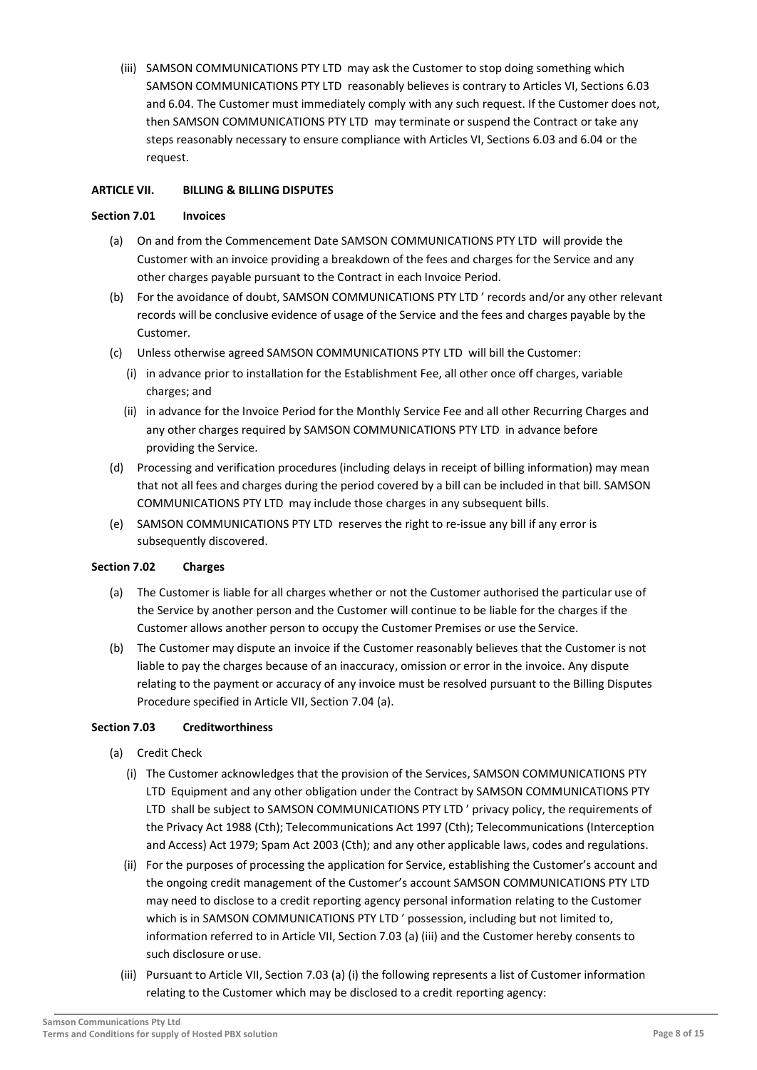(iii) SAMSON COMMUNICATIONS PTY LTD may ask the Customer to stop doing something which SAMSON COMMUNICATIONS PTY LTD reasonably believes is contrary to Articles VI, Sections 6.03 and 6.04. The Customer must immediately comply with any such request. If the Customer does not, then SAMSON COMMUNICATIONS PTY LTD may terminate or suspend the Contract or take any steps reasonably necessary to ensure compliance with Articles VI, Sections 6.03 and 6.04 or the request.

**ARTICLE VII. BILLING & BILLING DISPUTES**

**Section 7.01 Invoices**

(a) On and from the Commencement Date SAMSON COMMUNICATIONS PTY LTD will provide the Customer with an invoice providing a breakdown of the fees and charges for the Service and any other charges payable pursuant to the Contract in each Invoice Period.

(b) For the avoidance of doubt, SAMSON COMMUNICATIONS PTY LTD ' records and/or any other relevant records will be conclusive evidence of usage of the Service and the fees and charges payable by the Customer.

(c) Unless otherwise agreed SAMSON COMMUNICATIONS PTY LTD will bill the Customer:

(i) in advance prior to installation for the Establishment Fee, all other once off charges, variable charges; and

(ii) in advance for the Invoice Period for the Monthly Service Fee and all other Recurring Charges and any other charges required by SAMSON COMMUNICATIONS PTY LTD in advance before providing the Service.

(d) Processing and verification procedures (including delays in receipt of billing information) may mean that not all fees and charges during the period covered by a bill can be included in that bill. SAMSON COMMUNICATIONS PTY LTD may include those charges in any subsequent bills.

(e) SAMSON COMMUNICATIONS PTY LTD reserves the right to re-issue any bill if any error is subsequently discovered.

**Section 7.02 Charges**

(a) The Customer is liable for all charges whether or not the Customer authorised the particular use of the Service by another person and the Customer will continue to be liable for the charges if the Customer allows another person to occupy the Customer Premises or use the Service.

(b) The Customer may dispute an invoice if the Customer reasonably believes that the Customer is not liable to pay the charges because of an inaccuracy, omission or error in the invoice. Any dispute relating to the payment or accuracy of any invoice must be resolved pursuant to the Billing Disputes Procedure specified in Article VII, Section 7.04 (a).

**Section 7.03 Creditworthiness**

(a) Credit Check

(i) The Customer acknowledges that the provision of the Services, SAMSON COMMUNICATIONS PTY LTD Equipment and any other obligation under the Contract by SAMSON COMMUNICATIONS PTY LTD shall be subject to SAMSON COMMUNICATIONS PTY LTD ' privacy policy, the requirements of the Privacy Act 1988 (Cth); Telecommunications Act 1997 (Cth); Telecommunications (Interception and Access) Act 1979; Spam Act 2003 (Cth); and any other applicable laws, codes and regulations.

(ii) For the purposes of processing the application for Service, establishing the Customer's account and the ongoing credit management of the Customer's account SAMSON COMMUNICATIONS PTY LTD may need to disclose to a credit reporting agency personal information relating to the Customer which is in SAMSON COMMUNICATIONS PTY LTD ' possession, including but not limited to, information referred to in Article VII, Section 7.03 (a) (iii) and the Customer hereby consents to such disclosure or use.

(iii) Pursuant to Article VII, Section 7.03 (a) (i) the following represents a list of Customer information relating to the Customer which may be disclosed to a credit reporting agency: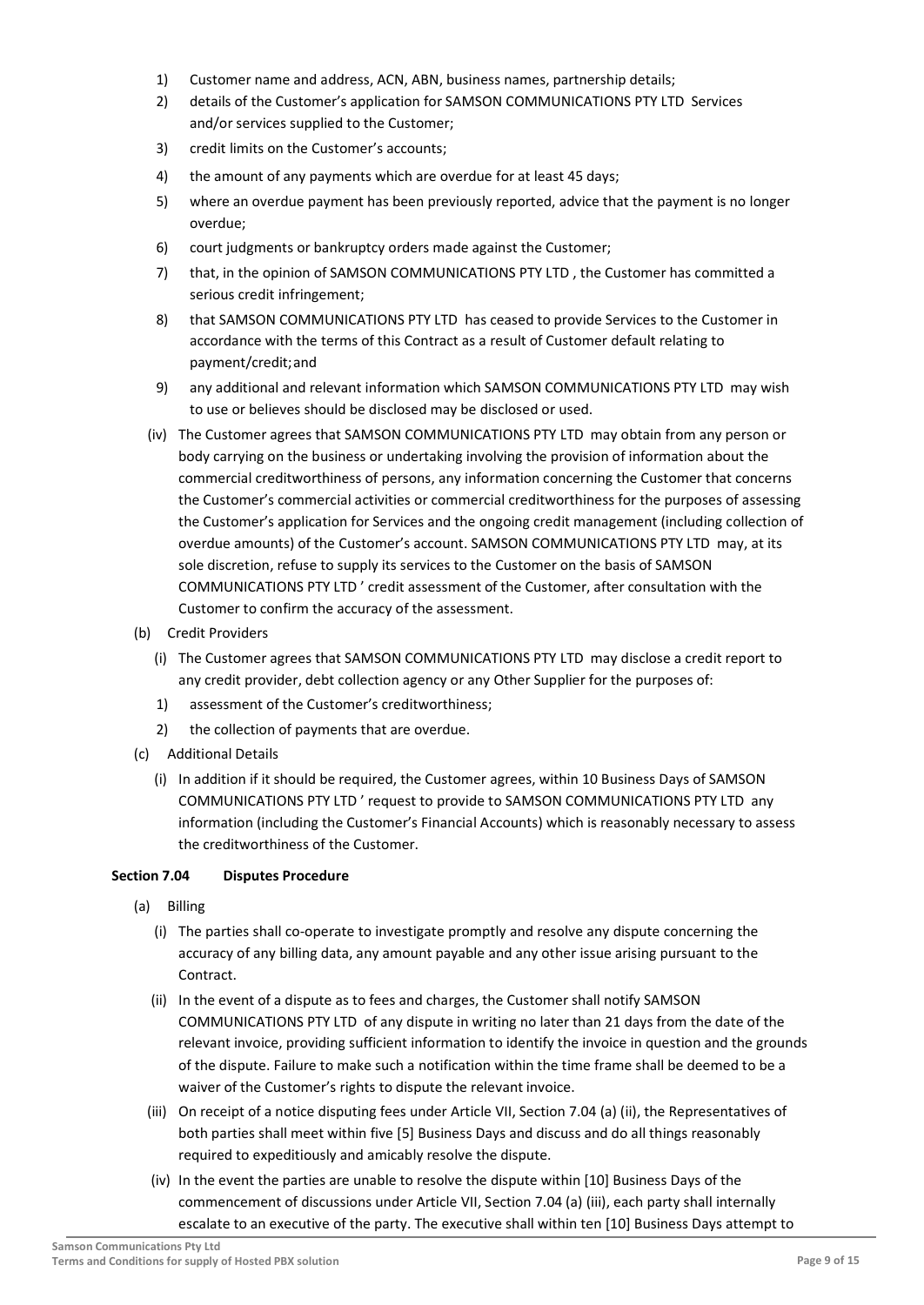1) Customer name and address, ACN, ABN, business names, partnership details;
2) details of the Customer's application for SAMSON COMMUNICATIONS PTY LTD Services and/or services supplied to the Customer;
3) credit limits on the Customer's accounts;
4) the amount of any payments which are overdue for at least 45 days;
5) where an overdue payment has been previously reported, advice that the payment is no longer overdue;
6) court judgments or bankruptcy orders made against the Customer;
7) that, in the opinion of SAMSON COMMUNICATIONS PTY LTD , the Customer has committed a serious credit infringement;
8) that SAMSON COMMUNICATIONS PTY LTD has ceased to provide Services to the Customer in accordance with the terms of this Contract as a result of Customer default relating to payment/credit; and
9) any additional and relevant information which SAMSON COMMUNICATIONS PTY LTD may wish to use or believes should be disclosed may be disclosed or used.

(iv) The Customer agrees that SAMSON COMMUNICATIONS PTY LTD may obtain from any person or body carrying on the business or undertaking involving the provision of information about the commercial creditworthiness of persons, any information concerning the Customer that concerns the Customer's commercial activities or commercial creditworthiness for the purposes of assessing the Customer's application for Services and the ongoing credit management (including collection of overdue amounts) of the Customer's account. SAMSON COMMUNICATIONS PTY LTD may, at its sole discretion, refuse to supply its services to the Customer on the basis of SAMSON COMMUNICATIONS PTY LTD ' credit assessment of the Customer, after consultation with the Customer to confirm the accuracy of the assessment.

(b) Credit Providers

(i) The Customer agrees that SAMSON COMMUNICATIONS PTY LTD may disclose a credit report to any credit provider, debt collection agency or any Other Supplier for the purposes of:

1) assessment of the Customer's creditworthiness;
2) the collection of payments that are overdue.

(c) Additional Details

(i) In addition if it should be required, the Customer agrees, within 10 Business Days of SAMSON COMMUNICATIONS PTY LTD ' request to provide to SAMSON COMMUNICATIONS PTY LTD any information (including the Customer's Financial Accounts) which is reasonably necessary to assess the creditworthiness of the Customer.

**Section 7.04 Disputes Procedure**

(a) Billing

(i) The parties shall co-operate to investigate promptly and resolve any dispute concerning the accuracy of any billing data, any amount payable and any other issue arising pursuant to the Contract.

(ii) In the event of a dispute as to fees and charges, the Customer shall notify SAMSON COMMUNICATIONS PTY LTD of any dispute in writing no later than 21 days from the date of the relevant invoice, providing sufficient information to identify the invoice in question and the grounds of the dispute. Failure to make such a notification within the time frame shall be deemed to be a waiver of the Customer's rights to dispute the relevant invoice.

(iii) On receipt of a notice disputing fees under Article VII, Section 7.04 (a) (ii), the Representatives of both parties shall meet within five [5] Business Days and discuss and do all things reasonably required to expeditiously and amicably resolve the dispute.

(iv) In the event the parties are unable to resolve the dispute within [10] Business Days of the commencement of discussions under Article VII, Section 7.04 (a) (iii), each party shall internally escalate to an executive of the party. The executive shall within ten [10] Business Days attempt to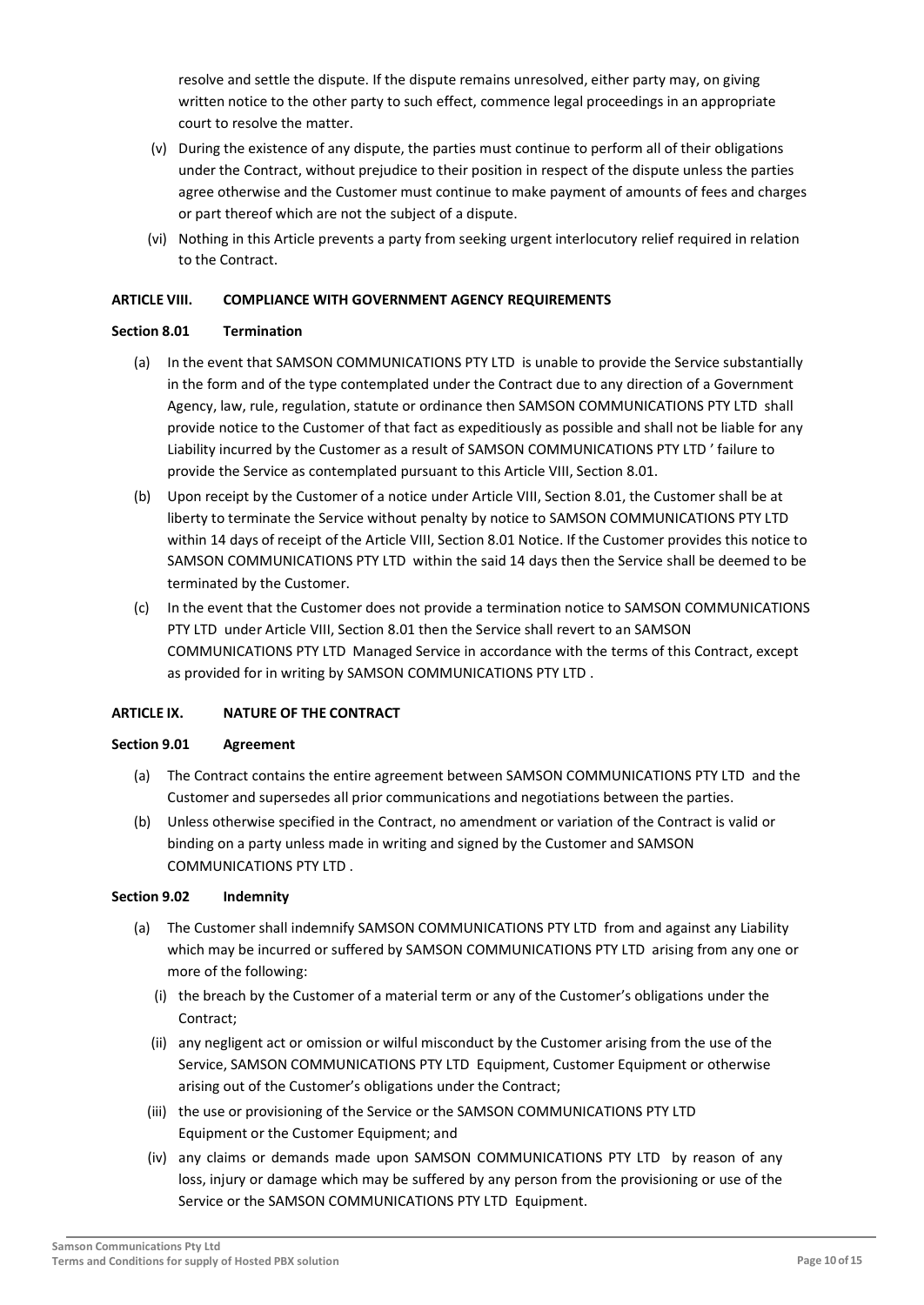resolve and settle the dispute. If the dispute remains unresolved, either party may, on giving written notice to the other party to such effect, commence legal proceedings in an appropriate court to resolve the matter.

(v) During the existence of any dispute, the parties must continue to perform all of their obligations under the Contract, without prejudice to their position in respect of the dispute unless the parties agree otherwise and the Customer must continue to make payment of amounts of fees and charges or part thereof which are not the subject of a dispute.

(vi) Nothing in this Article prevents a party from seeking urgent interlocutory relief required in relation to the Contract.

### ARTICLE VIII. COMPLIANCE WITH GOVERNMENT AGENCY REQUIREMENTS

#### Section 8.01 Termination

(a) In the event that SAMSON COMMUNICATIONS PTY LTD is unable to provide the Service substantially in the form and of the type contemplated under the Contract due to any direction of a Government Agency, law, rule, regulation, statute or ordinance then SAMSON COMMUNICATIONS PTY LTD shall provide notice to the Customer of that fact as expeditiously as possible and shall not be liable for any Liability incurred by the Customer as a result of SAMSON COMMUNICATIONS PTY LTD ' failure to provide the Service as contemplated pursuant to this Article VIII, Section 8.01.

(b) Upon receipt by the Customer of a notice under Article VIII, Section 8.01, the Customer shall be at liberty to terminate the Service without penalty by notice to SAMSON COMMUNICATIONS PTY LTD within 14 days of receipt of the Article VIII, Section 8.01 Notice. If the Customer provides this notice to SAMSON COMMUNICATIONS PTY LTD within the said 14 days then the Service shall be deemed to be terminated by the Customer.

(c) In the event that the Customer does not provide a termination notice to SAMSON COMMUNICATIONS PTY LTD under Article VIII, Section 8.01 then the Service shall revert to an SAMSON COMMUNICATIONS PTY LTD Managed Service in accordance with the terms of this Contract, except as provided for in writing by SAMSON COMMUNICATIONS PTY LTD .

### ARTICLE IX. NATURE OF THE CONTRACT

#### Section 9.01 Agreement

(a) The Contract contains the entire agreement between SAMSON COMMUNICATIONS PTY LTD and the Customer and supersedes all prior communications and negotiations between the parties.

(b) Unless otherwise specified in the Contract, no amendment or variation of the Contract is valid or binding on a party unless made in writing and signed by the Customer and SAMSON COMMUNICATIONS PTY LTD .

#### Section 9.02 Indemnity

(a) The Customer shall indemnify SAMSON COMMUNICATIONS PTY LTD from and against any Liability which may be incurred or suffered by SAMSON COMMUNICATIONS PTY LTD arising from any one or more of the following:

(i) the breach by the Customer of a material term or any of the Customer's obligations under the Contract;

(ii) any negligent act or omission or wilful misconduct by the Customer arising from the use of the Service, SAMSON COMMUNICATIONS PTY LTD Equipment, Customer Equipment or otherwise arising out of the Customer's obligations under the Contract;

(iii) the use or provisioning of the Service or the SAMSON COMMUNICATIONS PTY LTD Equipment or the Customer Equipment; and

(iv) any claims or demands made upon SAMSON COMMUNICATIONS PTY LTD by reason of any loss, injury or damage which may be suffered by any person from the provisioning or use of the Service or the SAMSON COMMUNICATIONS PTY LTD Equipment.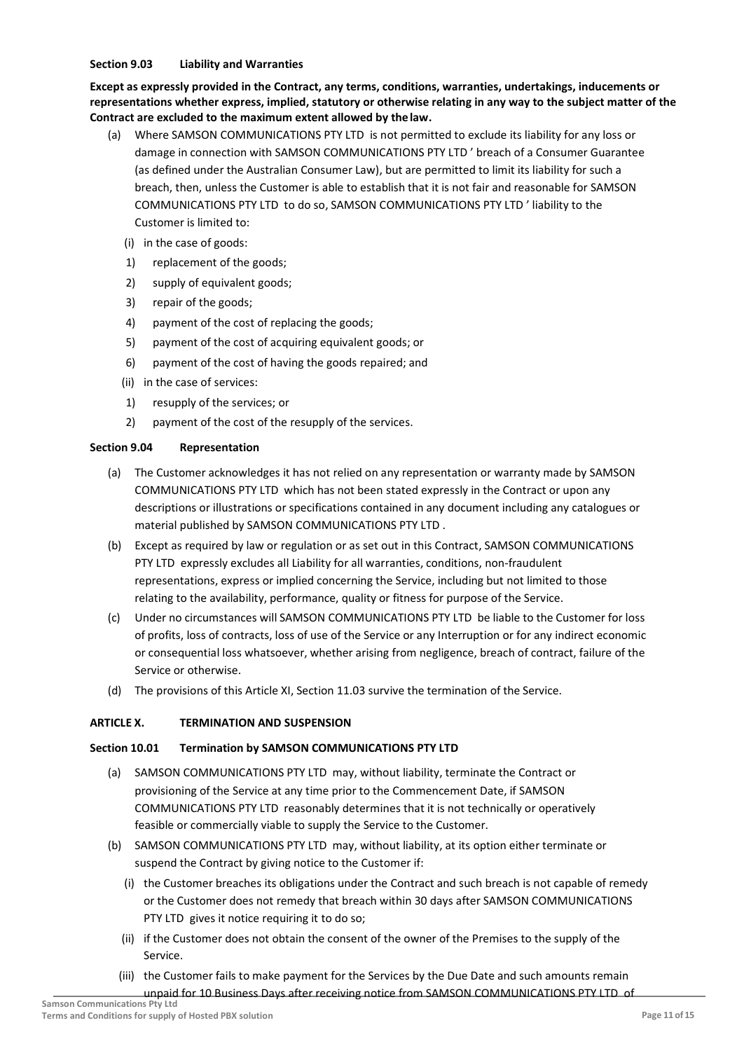**Section 9.03 Liability and Warranties**

**Except as expressly provided in the Contract, any terms, conditions, warranties, undertakings, inducements or representations whether express, implied, statutory or otherwise relating in any way to the subject matter of the Contract are excluded to the maximum extent allowed by the law.**

(a) Where SAMSON COMMUNICATIONS PTY LTD is not permitted to exclude its liability for any loss or damage in connection with SAMSON COMMUNICATIONS PTY LTD ' breach of a Consumer Guarantee (as defined under the Australian Consumer Law), but are permitted to limit its liability for such a breach, then, unless the Customer is able to establish that it is not fair and reasonable for SAMSON COMMUNICATIONS PTY LTD to do so, SAMSON COMMUNICATIONS PTY LTD ' liability to the Customer is limited to:

(i) in the case of goods:

1) replacement of the goods;
2) supply of equivalent goods;
3) repair of the goods;
4) payment of the cost of replacing the goods;
5) payment of the cost of acquiring equivalent goods; or
6) payment of the cost of having the goods repaired; and

(ii) in the case of services:

1) resupply of the services; or
2) payment of the cost of the resupply of the services.

**Section 9.04 Representation**

(a) The Customer acknowledges it has not relied on any representation or warranty made by SAMSON COMMUNICATIONS PTY LTD which has not been stated expressly in the Contract or upon any descriptions or illustrations or specifications contained in any document including any catalogues or material published by SAMSON COMMUNICATIONS PTY LTD .

(b) Except as required by law or regulation or as set out in this Contract, SAMSON COMMUNICATIONS PTY LTD expressly excludes all Liability for all warranties, conditions, non-fraudulent representations, express or implied concerning the Service, including but not limited to those relating to the availability, performance, quality or fitness for purpose of the Service.

(c) Under no circumstances will SAMSON COMMUNICATIONS PTY LTD be liable to the Customer for loss of profits, loss of contracts, loss of use of the Service or any Interruption or for any indirect economic or consequential loss whatsoever, whether arising from negligence, breach of contract, failure of the Service or otherwise.

(d) The provisions of this Article XI, Section 11.03 survive the termination of the Service.

**ARTICLE X. TERMINATION AND SUSPENSION**

**Section 10.01 Termination by SAMSON COMMUNICATIONS PTY LTD**

(a) SAMSON COMMUNICATIONS PTY LTD may, without liability, terminate the Contract or provisioning of the Service at any time prior to the Commencement Date, if SAMSON COMMUNICATIONS PTY LTD reasonably determines that it is not technically or operatively feasible or commercially viable to supply the Service to the Customer.

(b) SAMSON COMMUNICATIONS PTY LTD may, without liability, at its option either terminate or suspend the Contract by giving notice to the Customer if:

(i) the Customer breaches its obligations under the Contract and such breach is not capable of remedy or the Customer does not remedy that breach within 30 days after SAMSON COMMUNICATIONS PTY LTD gives it notice requiring it to do so;

(ii) if the Customer does not obtain the consent of the owner of the Premises to the supply of the Service.

(iii) the Customer fails to make payment for the Services by the Due Date and such amounts remain unpaid for 10 Business Days after receiving notice from SAMSON COMMUNICATIONS PTY LTD of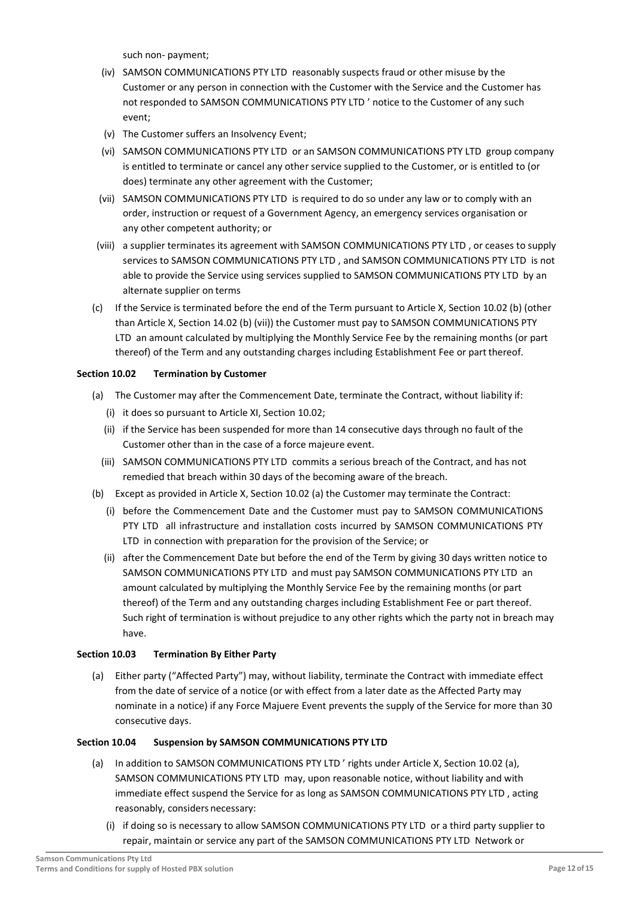such non- payment;

(iv) SAMSON COMMUNICATIONS PTY LTD reasonably suspects fraud or other misuse by the Customer or any person in connection with the Customer with the Service and the Customer has not responded to SAMSON COMMUNICATIONS PTY LTD ' notice to the Customer of any such event;

(v) The Customer suffers an Insolvency Event;

(vi) SAMSON COMMUNICATIONS PTY LTD or an SAMSON COMMUNICATIONS PTY LTD group company is entitled to terminate or cancel any other service supplied to the Customer, or is entitled to (or does) terminate any other agreement with the Customer;

(vii) SAMSON COMMUNICATIONS PTY LTD is required to do so under any law or to comply with an order, instruction or request of a Government Agency, an emergency services organisation or any other competent authority; or

(viii) a supplier terminates its agreement with SAMSON COMMUNICATIONS PTY LTD , or ceases to supply services to SAMSON COMMUNICATIONS PTY LTD , and SAMSON COMMUNICATIONS PTY LTD is not able to provide the Service using services supplied to SAMSON COMMUNICATIONS PTY LTD by an alternate supplier on terms

(c) If the Service is terminated before the end of the Term pursuant to Article X, Section 10.02 (b) (other than Article X, Section 14.02 (b) (vii)) the Customer must pay to SAMSON COMMUNICATIONS PTY LTD an amount calculated by multiplying the Monthly Service Fee by the remaining months (or part thereof) of the Term and any outstanding charges including Establishment Fee or part thereof.

**Section 10.02 Termination by Customer**

(a) The Customer may after the Commencement Date, terminate the Contract, without liability if:

(i) it does so pursuant to Article XI, Section 10.02;

(ii) if the Service has been suspended for more than 14 consecutive days through no fault of the Customer other than in the case of a force majeure event.

(iii) SAMSON COMMUNICATIONS PTY LTD commits a serious breach of the Contract, and has not remedied that breach within 30 days of the becoming aware of the breach.

(b) Except as provided in Article X, Section 10.02 (a) the Customer may terminate the Contract:

(i) before the Commencement Date and the Customer must pay to SAMSON COMMUNICATIONS PTY LTD all infrastructure and installation costs incurred by SAMSON COMMUNICATIONS PTY LTD in connection with preparation for the provision of the Service; or

(ii) after the Commencement Date but before the end of the Term by giving 30 days written notice to SAMSON COMMUNICATIONS PTY LTD and must pay SAMSON COMMUNICATIONS PTY LTD an amount calculated by multiplying the Monthly Service Fee by the remaining months (or part thereof) of the Term and any outstanding charges including Establishment Fee or part thereof. Such right of termination is without prejudice to any other rights which the party not in breach may have.

**Section 10.03 Termination By Either Party**

(a) Either party ("Affected Party") may, without liability, terminate the Contract with immediate effect from the date of service of a notice (or with effect from a later date as the Affected Party may nominate in a notice) if any Force Majuere Event prevents the supply of the Service for more than 30 consecutive days.

**Section 10.04 Suspension by SAMSON COMMUNICATIONS PTY LTD**

(a) In addition to SAMSON COMMUNICATIONS PTY LTD ' rights under Article X, Section 10.02 (a), SAMSON COMMUNICATIONS PTY LTD may, upon reasonable notice, without liability and with immediate effect suspend the Service for as long as SAMSON COMMUNICATIONS PTY LTD , acting reasonably, considers necessary:

(i) if doing so is necessary to allow SAMSON COMMUNICATIONS PTY LTD or a third party supplier to repair, maintain or service any part of the SAMSON COMMUNICATIONS PTY LTD Network or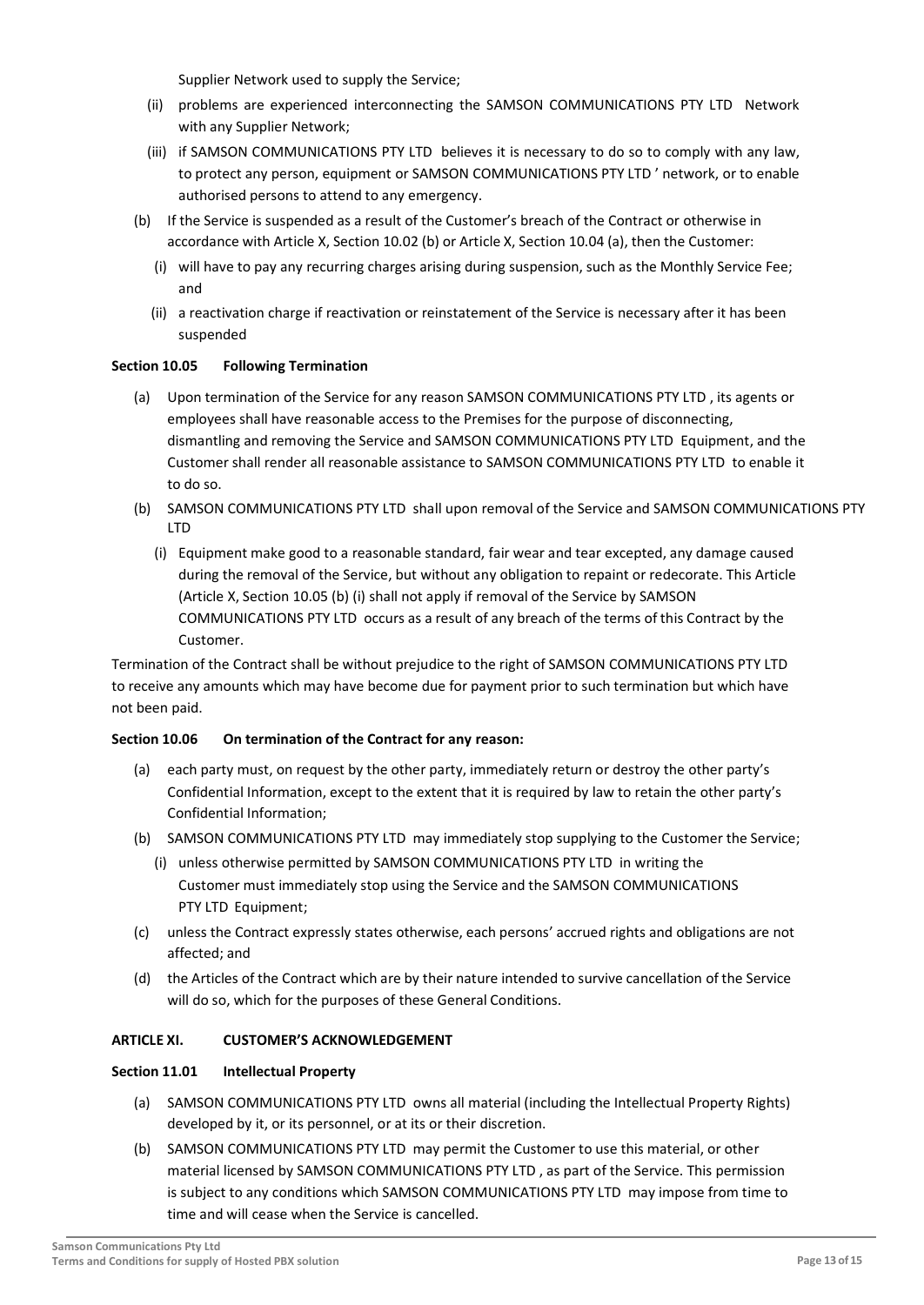Supplier Network used to supply the Service;

   (ii) problems are experienced interconnecting the SAMSON COMMUNICATIONS PTY LTD Network with any Supplier Network;

   (iii) if SAMSON COMMUNICATIONS PTY LTD believes it is necessary to do so to comply with any law, to protect any person, equipment or SAMSON COMMUNICATIONS PTY LTD ' network, or to enable authorised persons to attend to any emergency.

(b) If the Service is suspended as a result of the Customer's breach of the Contract or otherwise in accordance with Article X, Section 10.02 (b) or Article X, Section 10.04 (a), then the Customer:

   (i) will have to pay any recurring charges arising during suspension, such as the Monthly Service Fee; and

   (ii) a reactivation charge if reactivation or reinstatement of the Service is necessary after it has been suspended

**Section 10.05 Following Termination**

(a) Upon termination of the Service for any reason SAMSON COMMUNICATIONS PTY LTD , its agents or employees shall have reasonable access to the Premises for the purpose of disconnecting, dismantling and removing the Service and SAMSON COMMUNICATIONS PTY LTD Equipment, and the Customer shall render all reasonable assistance to SAMSON COMMUNICATIONS PTY LTD to enable it to do so.

(b) SAMSON COMMUNICATIONS PTY LTD shall upon removal of the Service and SAMSON COMMUNICATIONS PTY LTD

   (i) Equipment make good to a reasonable standard, fair wear and tear excepted, any damage caused during the removal of the Service, but without any obligation to repaint or redecorate. This Article (Article X, Section 10.05 (b) (i) shall not apply if removal of the Service by SAMSON COMMUNICATIONS PTY LTD occurs as a result of any breach of the terms of this Contract by the Customer.

Termination of the Contract shall be without prejudice to the right of SAMSON COMMUNICATIONS PTY LTD to receive any amounts which may have become due for payment prior to such termination but which have not been paid.

**Section 10.06 On termination of the Contract for any reason:**

(a) each party must, on request by the other party, immediately return or destroy the other party's Confidential Information, except to the extent that it is required by law to retain the other party's Confidential Information;

(b) SAMSON COMMUNICATIONS PTY LTD may immediately stop supplying to the Customer the Service;

   (i) unless otherwise permitted by SAMSON COMMUNICATIONS PTY LTD in writing the Customer must immediately stop using the Service and the SAMSON COMMUNICATIONS PTY LTD Equipment;

(c) unless the Contract expressly states otherwise, each persons' accrued rights and obligations are not affected; and

(d) the Articles of the Contract which are by their nature intended to survive cancellation of the Service will do so, which for the purposes of these General Conditions.

## ARTICLE XI. CUSTOMER'S ACKNOWLEDGEMENT

**Section 11.01 Intellectual Property**

(a) SAMSON COMMUNICATIONS PTY LTD owns all material (including the Intellectual Property Rights) developed by it, or its personnel, or at its or their discretion.

(b) SAMSON COMMUNICATIONS PTY LTD may permit the Customer to use this material, or other material licensed by SAMSON COMMUNICATIONS PTY LTD , as part of the Service. This permission is subject to any conditions which SAMSON COMMUNICATIONS PTY LTD may impose from time to time and will cease when the Service is cancelled.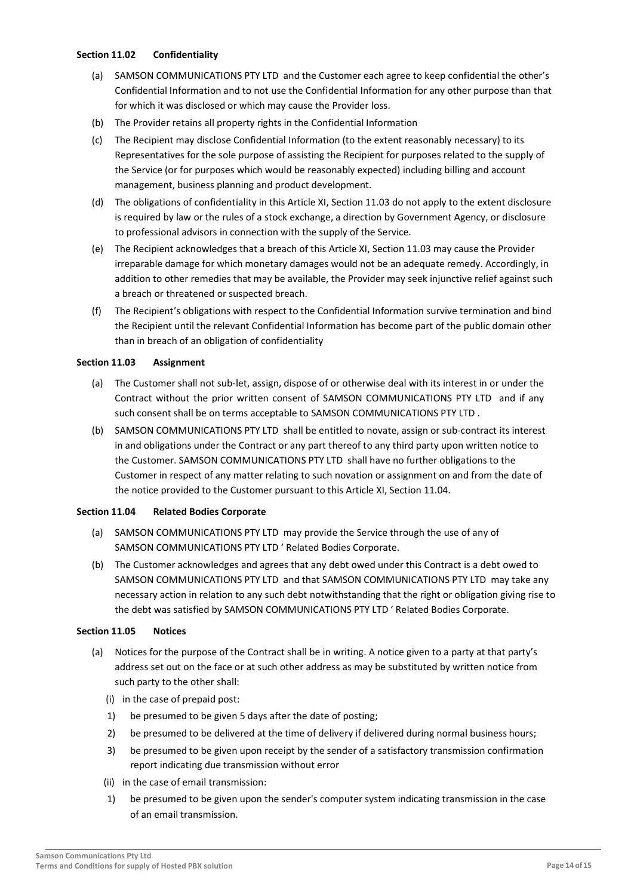**Section 11.02 Confidentiality**

(a) SAMSON COMMUNICATIONS PTY LTD and the Customer each agree to keep confidential the other's Confidential Information and to not use the Confidential Information for any other purpose than that for which it was disclosed or which may cause the Provider loss.

(b) The Provider retains all property rights in the Confidential Information

(c) The Recipient may disclose Confidential Information (to the extent reasonably necessary) to its Representatives for the sole purpose of assisting the Recipient for purposes related to the supply of the Service (or for purposes which would be reasonably expected) including billing and account management, business planning and product development.

(d) The obligations of confidentiality in this Article XI, Section 11.03 do not apply to the extent disclosure is required by law or the rules of a stock exchange, a direction by Government Agency, or disclosure to professional advisors in connection with the supply of the Service.

(e) The Recipient acknowledges that a breach of this Article XI, Section 11.03 may cause the Provider irreparable damage for which monetary damages would not be an adequate remedy. Accordingly, in addition to other remedies that may be available, the Provider may seek injunctive relief against such a breach or threatened or suspected breach.

(f) The Recipient's obligations with respect to the Confidential Information survive termination and bind the Recipient until the relevant Confidential Information has become part of the public domain other than in breach of an obligation of confidentiality

**Section 11.03 Assignment**

(a) The Customer shall not sub-let, assign, dispose of or otherwise deal with its interest in or under the Contract without the prior written consent of SAMSON COMMUNICATIONS PTY LTD and if any such consent shall be on terms acceptable to SAMSON COMMUNICATIONS PTY LTD .

(b) SAMSON COMMUNICATIONS PTY LTD shall be entitled to novate, assign or sub-contract its interest in and obligations under the Contract or any part thereof to any third party upon written notice to the Customer. SAMSON COMMUNICATIONS PTY LTD shall have no further obligations to the Customer in respect of any matter relating to such novation or assignment on and from the date of the notice provided to the Customer pursuant to this Article XI, Section 11.04.

**Section 11.04 Related Bodies Corporate**

(a) SAMSON COMMUNICATIONS PTY LTD may provide the Service through the use of any of SAMSON COMMUNICATIONS PTY LTD ' Related Bodies Corporate.

(b) The Customer acknowledges and agrees that any debt owed under this Contract is a debt owed to SAMSON COMMUNICATIONS PTY LTD and that SAMSON COMMUNICATIONS PTY LTD may take any necessary action in relation to any such debt notwithstanding that the right or obligation giving rise to the debt was satisfied by SAMSON COMMUNICATIONS PTY LTD ' Related Bodies Corporate.

**Section 11.05 Notices**

(a) Notices for the purpose of the Contract shall be in writing. A notice given to a party at that party's address set out on the face or at such other address as may be substituted by written notice from such party to the other shall:

  (i) in the case of prepaid post:

  1) be presumed to be given 5 days after the date of posting;

  2) be presumed to be delivered at the time of delivery if delivered during normal business hours;

  3) be presumed to be given upon receipt by the sender of a satisfactory transmission confirmation report indicating due transmission without error

  (ii) in the case of email transmission:

  1) be presumed to be given upon the sender's computer system indicating transmission in the case of an email transmission.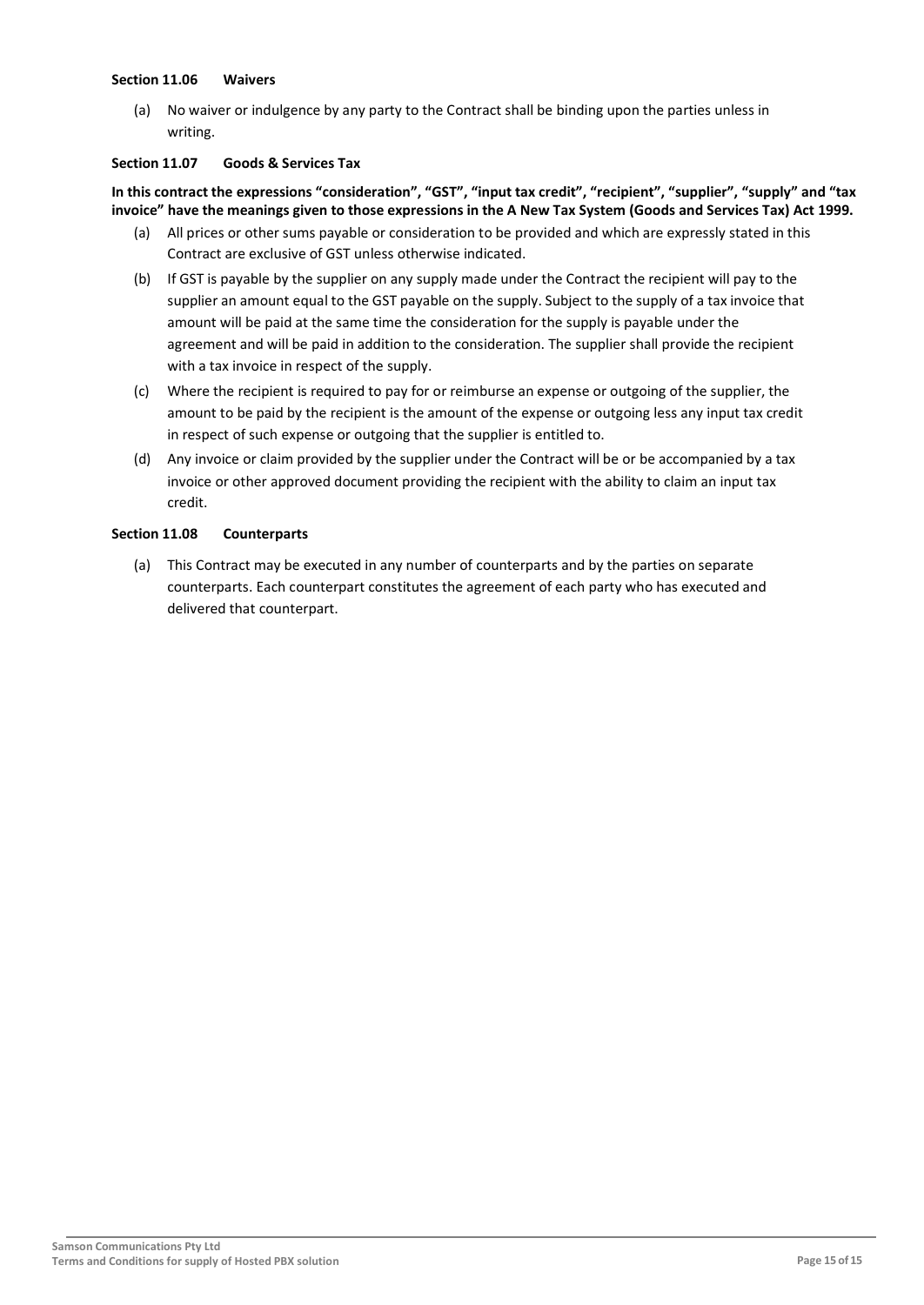#### Section 11.06 Waivers

(a) No waiver or indulgence by any party to the Contract shall be binding upon the parties unless in writing.

#### Section 11.07 Goods & Services Tax

**In this contract the expressions "consideration", "GST", "input tax credit", "recipient", "supplier", "supply" and "tax invoice" have the meanings given to those expressions in the A New Tax System (Goods and Services Tax) Act 1999.**

(a) All prices or other sums payable or consideration to be provided and which are expressly stated in this Contract are exclusive of GST unless otherwise indicated.

(b) If GST is payable by the supplier on any supply made under the Contract the recipient will pay to the supplier an amount equal to the GST payable on the supply. Subject to the supply of a tax invoice that amount will be paid at the same time the consideration for the supply is payable under the agreement and will be paid in addition to the consideration. The supplier shall provide the recipient with a tax invoice in respect of the supply.

(c) Where the recipient is required to pay for or reimburse an expense or outgoing of the supplier, the amount to be paid by the recipient is the amount of the expense or outgoing less any input tax credit in respect of such expense or outgoing that the supplier is entitled to.

(d) Any invoice or claim provided by the supplier under the Contract will be or be accompanied by a tax invoice or other approved document providing the recipient with the ability to claim an input tax credit.

#### Section 11.08 Counterparts

(a) This Contract may be executed in any number of counterparts and by the parties on separate counterparts. Each counterpart constitutes the agreement of each party who has executed and delivered that counterpart.